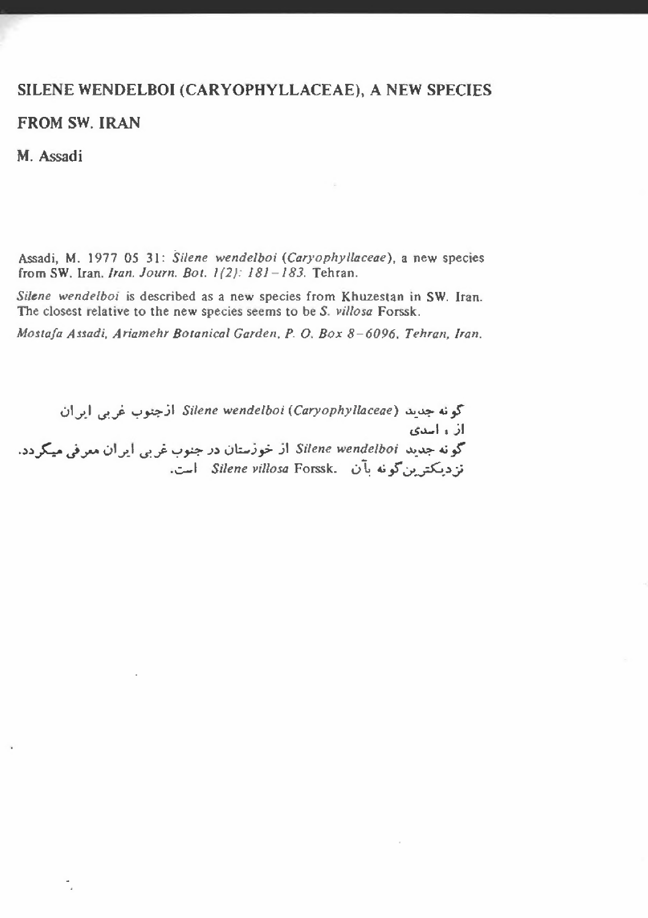# SILENE WENDELBOI (CARYOPHYLLACEAE), A NEW SPECIES FROM SW. IRAN

**M. Assadi**

Assadi, M. 1977 05 31: *Silene wendelboi* (*Caryophyllaceae*), a new species from SW. Iran. *Iran. Journ. Bot. 1(2): 181–183.* Tehran.

*Silene wendelboi* is described as a new species from Khuzestan in SW. Iran. The closest relative to the new species seems to be *S. villosa* Forssk.

*Mostafa Assadi, Ariamehr Botanical Garden, P. O. Box 8–6096, Tehran, Iran.*

گونه جدید *Silene wendelboi* (*Caryophyllaceae*) ازجنوب غربی ایران

از ، اسدی

گونه جدید *Silene wendelboi* از خوزستان در جنوب غربی ایران معرفی میگردد.
نزدیکترین گونه بآن *Silene villosa* Forssk. است.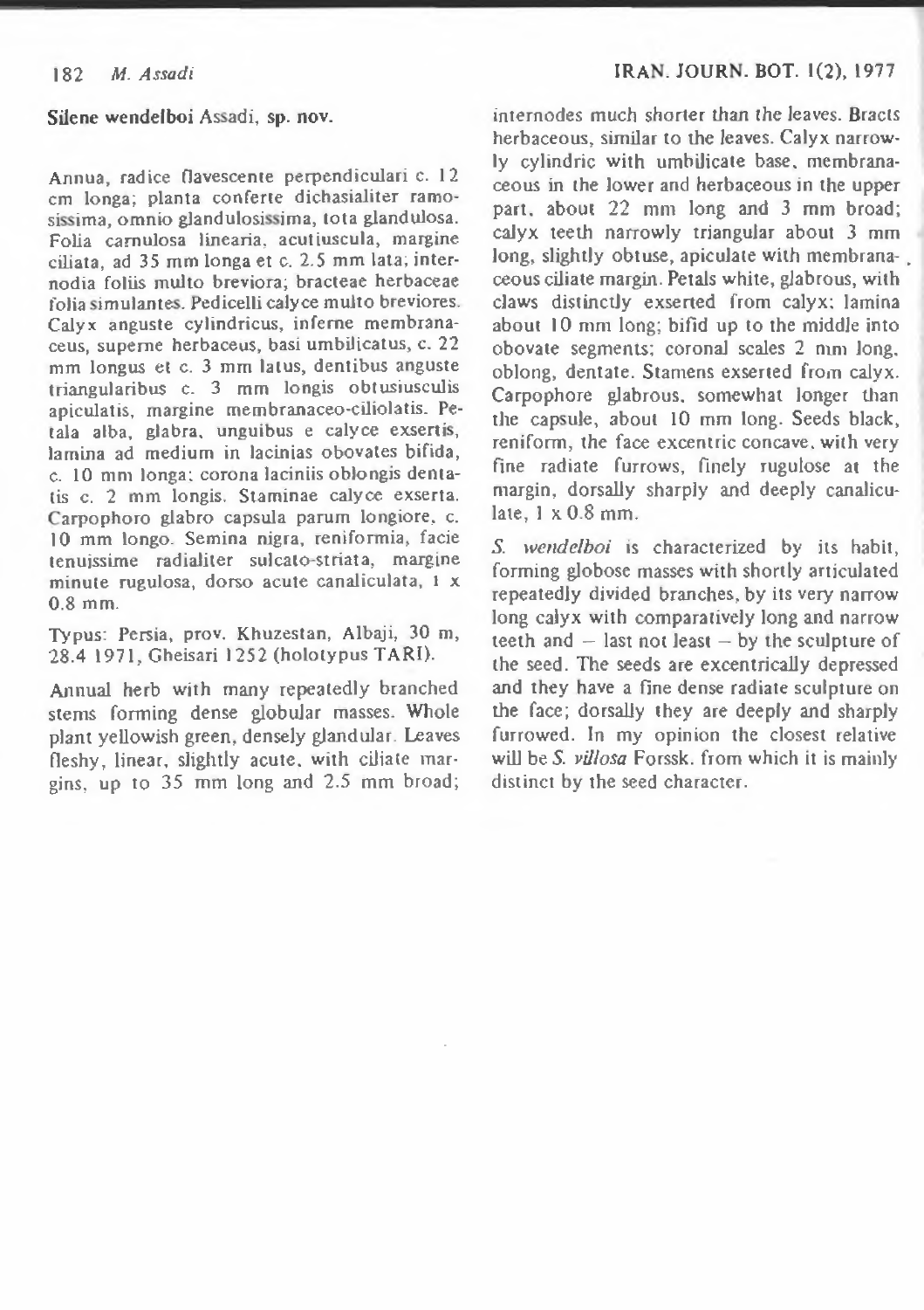**Silene wendelboi** Assadi, **sp. nov.**

Annua, radice flavescente perpendiculari c. 12 cm longa; planta conferte dichasialiter ramosissima, omnio glandulosissima, tota glandulosa. Folia carnulosa linearia, acutiuscula, margine ciliata, ad 35 mm longa et c. 2.5 mm lata; internodia foliis multo breviora; bracteae herbaceae folia simulantes. Pedicelli calyce multo breviores. Calyx anguste cylindricus, inferne membranaceus, superne herbaceus, basi umbilicatus, c. 22 mm longus et c. 3 mm latus, dentibus anguste triangularibus c. 3 mm longis obtusiusculis apiculatis, margine membranaceo-ciliolatis. Petala alba, glabra, unguibus e calyce exsertis, lamina ad medium in lacinias obovates bifida, c. 10 mm longa; corona laciniis oblongis dentatis c. 2 mm longis. Staminae calyce exserta. Carpophoro glabro capsula parum longiore, c. 10 mm longo. Semina nigra, reniformia, facie tenuissime radialiter sulcato-striata, margine minute rugulosa, dorso acute canaliculata, 1 x 0.8 mm.

Typus: Persia, prov. Khuzestan, Albaji, 30 m, 28.4 1971, Gheisari 1252 (holotypus TARI).

Annual herb with many repeatedly branched stems forming dense globular masses. Whole plant yellowish green, densely glandular. Leaves fleshy, linear, slightly acute, with ciliate margins, up to 35 mm long and 2.5 mm broad; internodes much shorter than the leaves. Bracts herbaceous, similar to the leaves. Calyx narrowly cylindric with umbilicate base, membranaceous in the lower and herbaceous in the upper part, about 22 mm long and 3 mm broad; calyx teeth narrowly triangular about 3 mm long, slightly obtuse, apiculate with membranaceous ciliate margin. Petals white, glabrous, with claws distinctly exserted from calyx; lamina about 10 mm long; bifid up to the middle into obovate segments; coronal scales 2 mm long, oblong, dentate. Stamens exserted from calyx. Carpophore glabrous, somewhat longer than the capsule, about 10 mm long. Seeds black, reniform, the face excentric concave, with very fine radiate furrows, finely rugulose at the margin, dorsally sharply and deeply canaliculate, 1 x 0.8 mm.

*S. wendelboi* is characterized by its habit, forming globose masses with shortly articulated repeatedly divided branches, by its very narrow long calyx with comparatively long and narrow teeth and – last not least – by the sculpture of the seed. The seeds are excentrically depressed and they have a fine dense radiate sculpture on the face; dorsally they are deeply and sharply furrowed. In my opinion the closest relative will be *S. villosa* Forssk. from which it is mainly distinct by the seed character.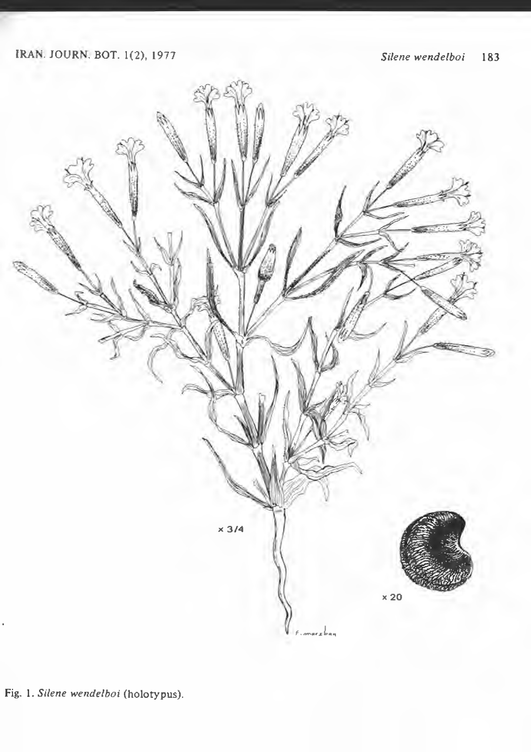x 3/4

x 20

Fig. 1. *Silene wendelboi* (holotypus).